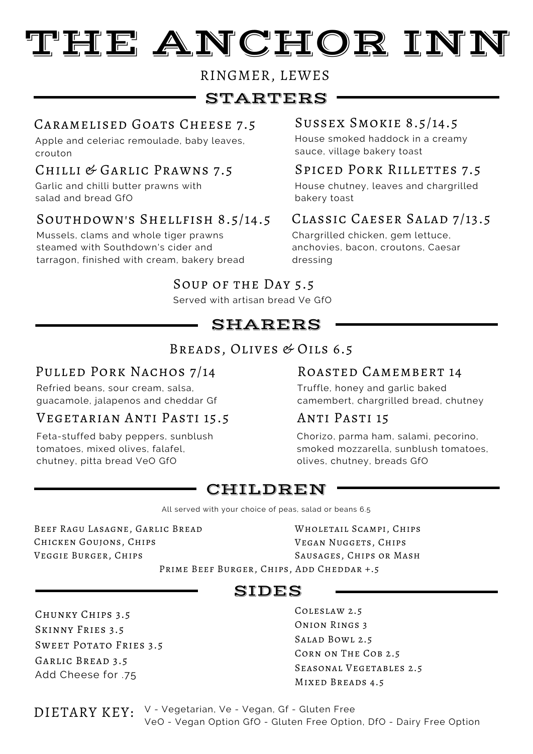# THE ANCHOR INN

RINGMER, LEWES

## STARTERS

### Caramelised Goats Cheese 7.5
Apple and celeriac remoulade, baby leaves, crouton

### Chilli & Garlic Prawns 7.5
Garlic and chilli butter prawns with salad and bread GfO

### Southdown's Shellfish 8.5/14.5
Mussels, clams and whole tiger prawns steamed with Southdown's cider and tarragon, finished with cream, bakery bread

### Sussex Smokie 8.5/14.5
House smoked haddock in a creamy sauce, village bakery toast

### Spiced Pork Rillettes 7.5
House chutney, leaves and chargrilled bakery toast

### Classic Caeser Salad 7/13.5
Chargrilled chicken, gem lettuce, anchovies, bacon, croutons, Caesar dressing

### Soup of the Day 5.5
Served with artisan bread Ve GfO

## SHARERS

### Breads, Olives & Oils 6.5

### Pulled Pork Nachos 7/14
Refried beans, sour cream, salsa, guacamole, jalapenos and cheddar Gf

### Vegetarian Anti Pasti 15.5
Feta-stuffed baby peppers, sunblush tomatoes, mixed olives, falafel, chutney, pitta bread VeO GfO

### Roasted Camembert 14
Truffle, honey and garlic baked camembert, chargrilled bread, chutney

### Anti Pasti 15
Chorizo, parma ham, salami, pecorino, smoked mozzarella, sunblush tomatoes, olives, chutney, breads GfO

## CHILDREN

All served with your choice of peas, salad or beans 6.5

- Beef Ragu Lasagne, Garlic Bread
- Chicken Goujons, Chips
- Veggie Burger, Chips
- Wholetail Scampi, Chips
- Vegan Nuggets, Chips
- Sausages, Chips or Mash
- Prime Beef Burger, Chips, Add Cheddar +.5

## SIDES

- Chunky Chips 3.5
- Skinny Fries 3.5
- Sweet Potato Fries 3.5
- Garlic Bread 3.5
  Add Cheese for .75
- Coleslaw 2.5
- Onion Rings 3
- Salad Bowl 2.5
- Corn on The Cob 2.5
- Seasonal Vegetables 2.5
- Mixed Breads 4.5

DIETARY KEY: V - Vegetarian, Ve - Vegan, Gf - Gluten Free
VeO - Vegan Option GfO - Gluten Free Option, DfO - Dairy Free Option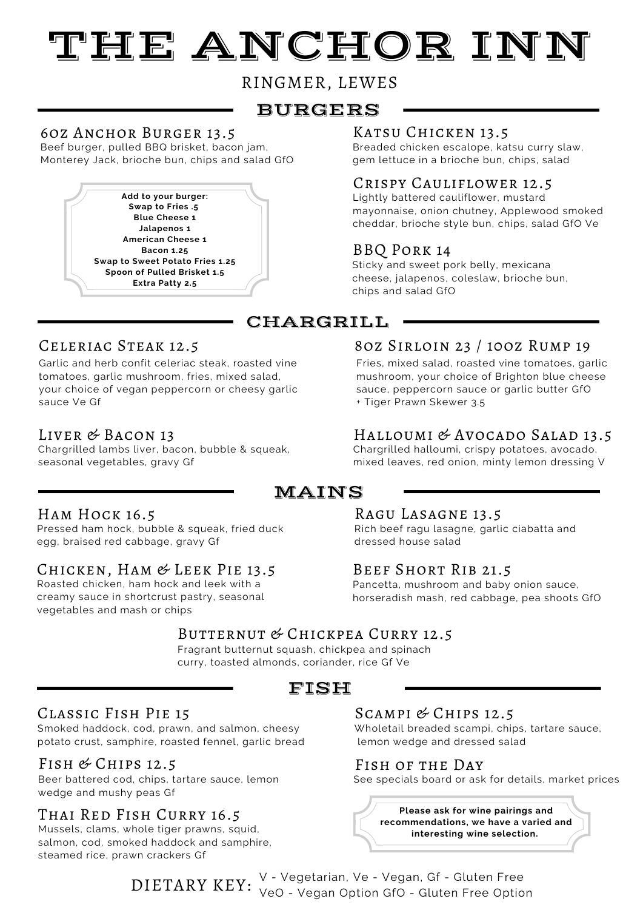# THE ANCHOR INN

RINGMER, LEWES

## BURGERS

### 6oz Anchor Burger 13.5

Beef burger, pulled BBQ brisket, bacon jam, Monterey Jack, brioche bun, chips and salad GfO

**Add to your burger:**
**Swap to Fries .5**
**Blue Cheese 1**
**Jalapenos 1**
**American Cheese 1**
**Bacon 1.25**
**Swap to Sweet Potato Fries 1.25**
**Spoon of Pulled Brisket 1.5**
**Extra Patty 2.5**

### Katsu Chicken 13.5

Breaded chicken escalope, katsu curry slaw, gem lettuce in a brioche bun, chips, salad

### Crispy Cauliflower 12.5

Lightly battered cauliflower, mustard mayonnaise, onion chutney, Applewood smoked cheddar, brioche style bun, chips, salad GfO Ve

### BBQ Pork 14

Sticky and sweet pork belly, mexicana cheese, jalapenos, coleslaw, brioche bun, chips and salad GfO

## CHARGRILL

### Celeriac Steak 12.5

Garlic and herb confit celeriac steak, roasted vine tomatoes, garlic mushroom, fries, mixed salad, your choice of vegan peppercorn or cheesy garlic sauce Ve Gf

### Liver & Bacon 13

Chargrilled lambs liver, bacon, bubble & squeak, seasonal vegetables, gravy Gf

### 8oz Sirloin 23 / 10oz Rump 19

Fries, mixed salad, roasted vine tomatoes, garlic mushroom, your choice of Brighton blue cheese sauce, peppercorn sauce or garlic butter GfO
+ Tiger Prawn Skewer 3.5

### Halloumi & Avocado Salad 13.5

Chargrilled halloumi, crispy potatoes, avocado, mixed leaves, red onion, minty lemon dressing V

## MAINS

### Ham Hock 16.5

Pressed ham hock, bubble & squeak, fried duck egg, braised red cabbage, gravy Gf

### Chicken, Ham & Leek Pie 13.5

Roasted chicken, ham hock and leek with a creamy sauce in shortcrust pastry, seasonal vegetables and mash or chips

### Ragu Lasagne 13.5

Rich beef ragu lasagne, garlic ciabatta and dressed house salad

### Beef Short Rib 21.5

Pancetta, mushroom and baby onion sauce, horseradish mash, red cabbage, pea shoots GfO

### Butternut & Chickpea Curry 12.5

Fragrant butternut squash, chickpea and spinach curry, toasted almonds, coriander, rice Gf Ve

## FISH

### Classic Fish Pie 15

Smoked haddock, cod, prawn, and salmon, cheesy potato crust, samphire, roasted fennel, garlic bread

### Fish & Chips 12.5

Beer battered cod, chips, tartare sauce, lemon wedge and mushy peas Gf

### Thai Red Fish Curry 16.5

Mussels, clams, whole tiger prawns, squid, salmon, cod, smoked haddock and samphire, steamed rice, prawn crackers Gf

### Scampi & Chips 12.5

Wholetail breaded scampi, chips, tartare sauce, lemon wedge and dressed salad

### Fish of the Day

See specials board or ask for details, market prices

**Please ask for wine pairings and recommendations, we have a varied and interesting wine selection.**

DIETARY KEY: V - Vegetarian, Ve - Vegan, Gf - Gluten Free
VeO - Vegan Option GfO - Gluten Free Option